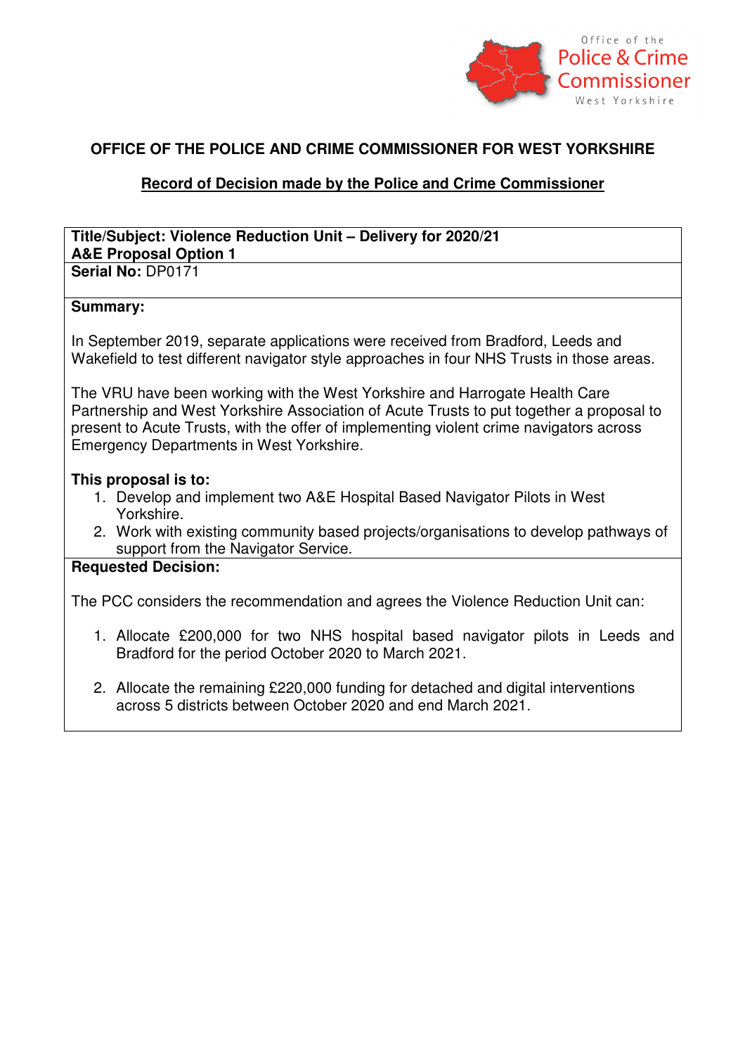Office of the Police & Crime Commissioner West Yorkshire

# OFFICE OF THE POLICE AND CRIME COMMISSIONER FOR WEST YORKSHIRE

## Record of Decision made by the Police and Crime Commissioner

**Title/Subject: Violence Reduction Unit – Delivery for 2020/21**
**A&E Proposal Option 1**

**Serial No:** DP0171

**Summary:**

In September 2019, separate applications were received from Bradford, Leeds and Wakefield to test different navigator style approaches in four NHS Trusts in those areas.

The VRU have been working with the West Yorkshire and Harrogate Health Care Partnership and West Yorkshire Association of Acute Trusts to put together a proposal to present to Acute Trusts, with the offer of implementing violent crime navigators across Emergency Departments in West Yorkshire.

**This proposal is to:**

1. Develop and implement two A&E Hospital Based Navigator Pilots in West Yorkshire.
2. Work with existing community based projects/organisations to develop pathways of support from the Navigator Service.

**Requested Decision:**

The PCC considers the recommendation and agrees the Violence Reduction Unit can:

1. Allocate £200,000 for two NHS hospital based navigator pilots in Leeds and Bradford for the period October 2020 to March 2021.
2. Allocate the remaining £220,000 funding for detached and digital interventions across 5 districts between October 2020 and end March 2021.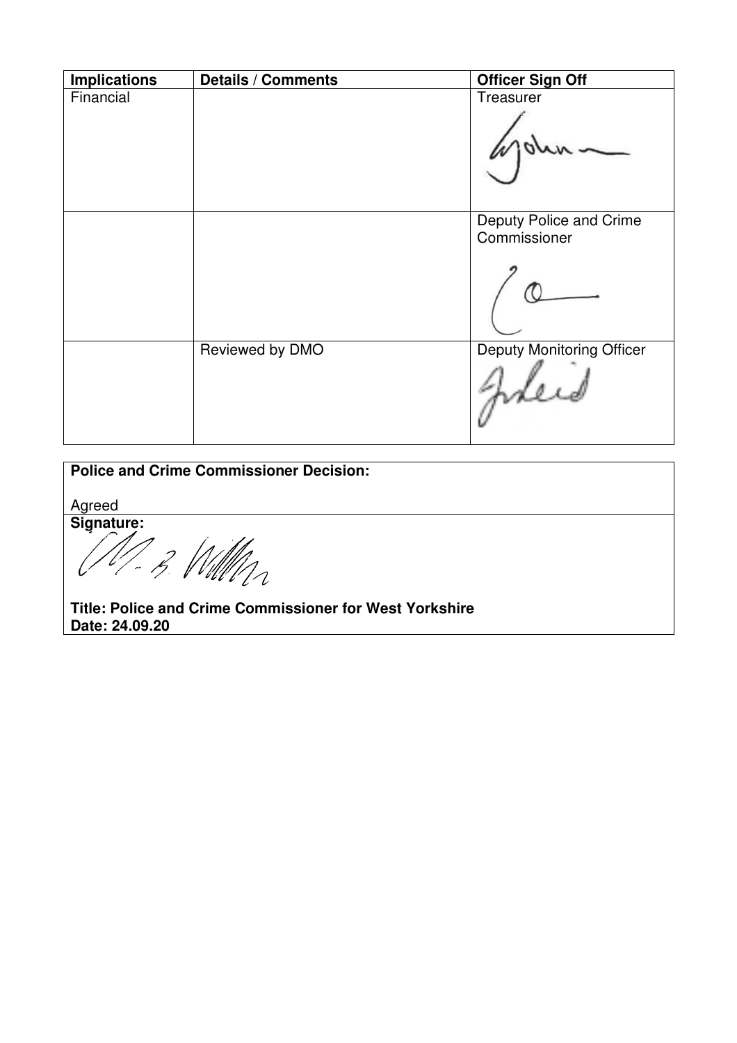| Implications | Details / Comments | Officer Sign Off |
| --- | --- | --- |
| Financial | | Treasurer |
| | | Deputy Police and Crime Commissioner |
| | Reviewed by DMO | Deputy Monitoring Officer |

**Police and Crime Commissioner Decision:**

Agreed

**Signature:**

**Title: Police and Crime Commissioner for West Yorkshire**
**Date: 24.09.20**